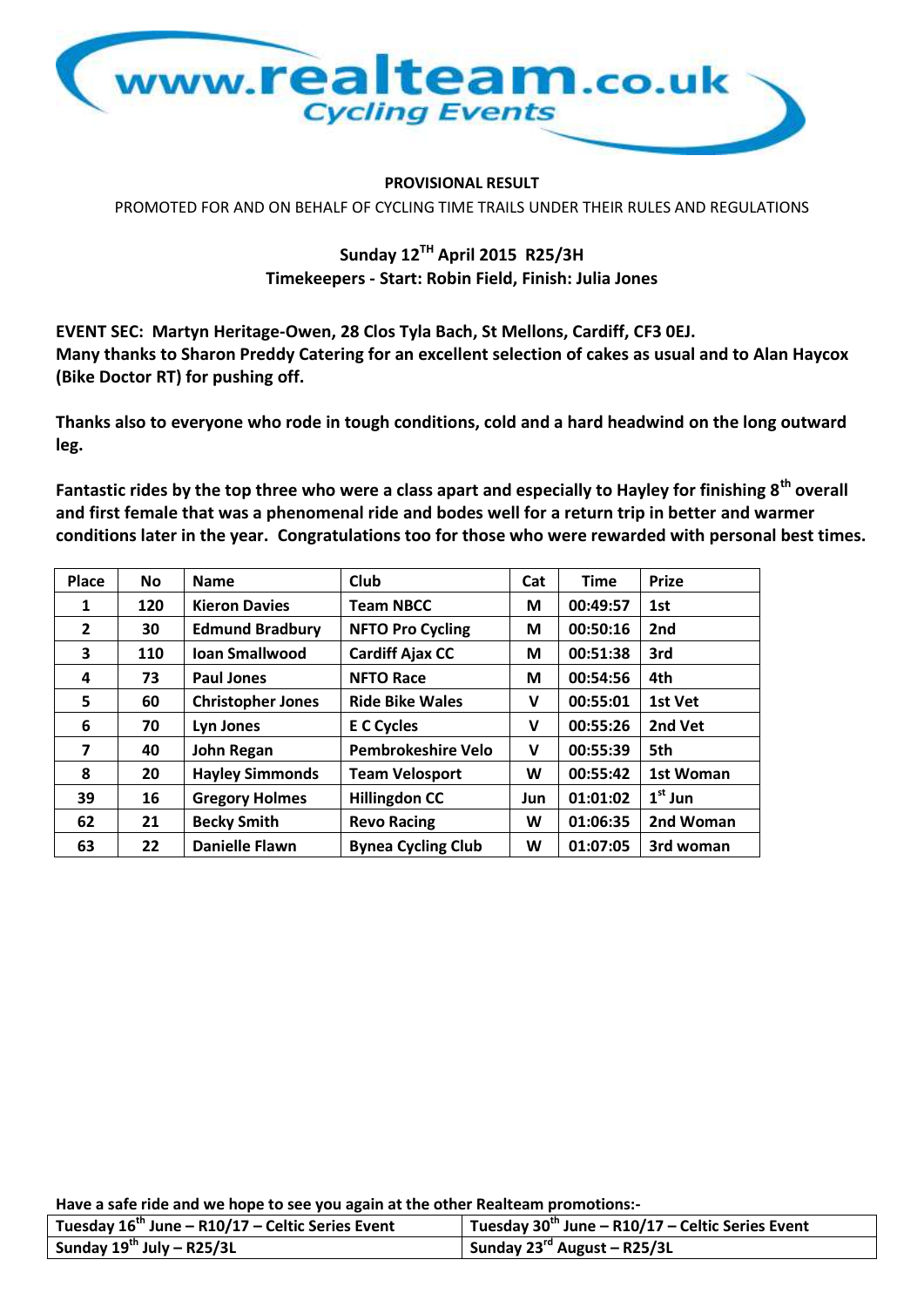www.realteam.co.uk
Cycling Events

**PROVISIONAL RESULT**

PROMOTED FOR AND ON BEHALF OF CYCLING TIME TRAILS UNDER THEIR RULES AND REGULATIONS

**Sunday 12TH April 2015 R25/3H**
**Timekeepers - Start: Robin Field, Finish: Julia Jones**

**EVENT SEC: Martyn Heritage-Owen, 28 Clos Tyla Bach, St Mellons, Cardiff, CF3 0EJ.**
**Many thanks to Sharon Preddy Catering for an excellent selection of cakes as usual and to Alan Haycox (Bike Doctor RT) for pushing off.**

**Thanks also to everyone who rode in tough conditions, cold and a hard headwind on the long outward leg.**

**Fantastic rides by the top three who were a class apart and especially to Hayley for finishing 8th overall and first female that was a phenomenal ride and bodes well for a return trip in better and warmer conditions later in the year. Congratulations too for those who were rewarded with personal best times.**

| Place | No | Name | Club | Cat | Time | Prize |
|---|---|---|---|---|---|---|
| 1 | 120 | Kieron Davies | Team NBCC | M | 00:49:57 | 1st |
| 2 | 30 | Edmund Bradbury | NFTO Pro Cycling | M | 00:50:16 | 2nd |
| 3 | 110 | Ioan Smallwood | Cardiff Ajax CC | M | 00:51:38 | 3rd |
| 4 | 73 | Paul Jones | NFTO Race | M | 00:54:56 | 4th |
| 5 | 60 | Christopher Jones | Ride Bike Wales | V | 00:55:01 | 1st Vet |
| 6 | 70 | Lyn Jones | E C Cycles | V | 00:55:26 | 2nd Vet |
| 7 | 40 | John Regan | Pembrokeshire Velo | V | 00:55:39 | 5th |
| 8 | 20 | Hayley Simmonds | Team Velosport | W | 00:55:42 | 1st Woman |
| 39 | 16 | Gregory Holmes | Hillingdon CC | Jun | 01:01:02 | 1st Jun |
| 62 | 21 | Becky Smith | Revo Racing | W | 01:06:35 | 2nd Woman |
| 63 | 22 | Danielle Flawn | Bynea Cycling Club | W | 01:07:05 | 3rd woman |

**Have a safe ride and we hope to see you again at the other Realteam promotions:-**

| | |
|---|---|
| Tuesday 16th June – R10/17 – Celtic Series Event | Tuesday 30th June – R10/17 – Celtic Series Event |
| Sunday 19th July – R25/3L | Sunday 23rd August – R25/3L |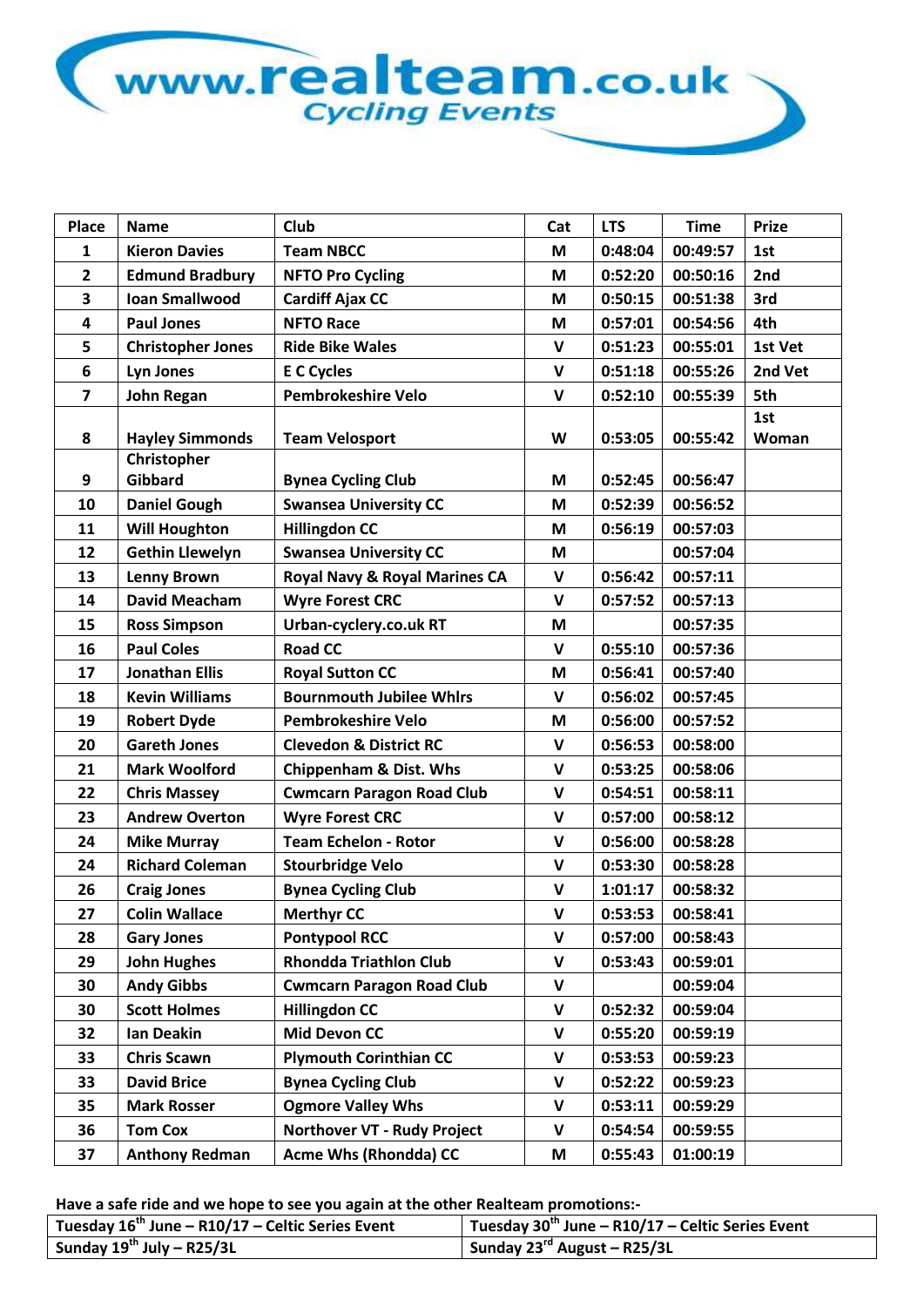www.realteam.co.uk Cycling Events

| Place | Name | Club | Cat | LTS | Time | Prize |
|---|---|---|---|---|---|---|
| 1 | Kieron Davies | Team NBCC | M | 0:48:04 | 00:49:57 | 1st |
| 2 | Edmund Bradbury | NFTO Pro Cycling | M | 0:52:20 | 00:50:16 | 2nd |
| 3 | Ioan Smallwood | Cardiff Ajax CC | M | 0:50:15 | 00:51:38 | 3rd |
| 4 | Paul Jones | NFTO Race | M | 0:57:01 | 00:54:56 | 4th |
| 5 | Christopher Jones | Ride Bike Wales | V | 0:51:23 | 00:55:01 | 1st Vet |
| 6 | Lyn Jones | E C Cycles | V | 0:51:18 | 00:55:26 | 2nd Vet |
| 7 | John Regan | Pembrokeshire Velo | V | 0:52:10 | 00:55:39 | 5th |
| 8 | Hayley Simmonds | Team Velosport | W | 0:53:05 | 00:55:42 | 1st Woman |
| 9 | Christopher Gibbard | Bynea Cycling Club | M | 0:52:45 | 00:56:47 | |
| 10 | Daniel Gough | Swansea University CC | M | 0:52:39 | 00:56:52 | |
| 11 | Will Houghton | Hillingdon CC | M | 0:56:19 | 00:57:03 | |
| 12 | Gethin Llewelyn | Swansea University CC | M | | 00:57:04 | |
| 13 | Lenny Brown | Royal Navy & Royal Marines CA | V | 0:56:42 | 00:57:11 | |
| 14 | David Meacham | Wyre Forest CRC | V | 0:57:52 | 00:57:13 | |
| 15 | Ross Simpson | Urban-cyclery.co.uk RT | M | | 00:57:35 | |
| 16 | Paul Coles | Road CC | V | 0:55:10 | 00:57:36 | |
| 17 | Jonathan Ellis | Royal Sutton CC | M | 0:56:41 | 00:57:40 | |
| 18 | Kevin Williams | Bournmouth Jubilee Whlrs | V | 0:56:02 | 00:57:45 | |
| 19 | Robert Dyde | Pembrokeshire Velo | M | 0:56:00 | 00:57:52 | |
| 20 | Gareth Jones | Clevedon & District RC | V | 0:56:53 | 00:58:00 | |
| 21 | Mark Woolford | Chippenham & Dist. Whs | V | 0:53:25 | 00:58:06 | |
| 22 | Chris Massey | Cwmcarn Paragon Road Club | V | 0:54:51 | 00:58:11 | |
| 23 | Andrew Overton | Wyre Forest CRC | V | 0:57:00 | 00:58:12 | |
| 24 | Mike Murray | Team Echelon - Rotor | V | 0:56:00 | 00:58:28 | |
| 24 | Richard Coleman | Stourbridge Velo | V | 0:53:30 | 00:58:28 | |
| 26 | Craig Jones | Bynea Cycling Club | V | 1:01:17 | 00:58:32 | |
| 27 | Colin Wallace | Merthyr CC | V | 0:53:53 | 00:58:41 | |
| 28 | Gary Jones | Pontypool RCC | V | 0:57:00 | 00:58:43 | |
| 29 | John Hughes | Rhondda Triathlon Club | V | 0:53:43 | 00:59:01 | |
| 30 | Andy Gibbs | Cwmcarn Paragon Road Club | V | | 00:59:04 | |
| 30 | Scott Holmes | Hillingdon CC | V | 0:52:32 | 00:59:04 | |
| 32 | Ian Deakin | Mid Devon CC | V | 0:55:20 | 00:59:19 | |
| 33 | Chris Scawn | Plymouth Corinthian CC | V | 0:53:53 | 00:59:23 | |
| 33 | David Brice | Bynea Cycling Club | V | 0:52:22 | 00:59:23 | |
| 35 | Mark Rosser | Ogmore Valley Whs | V | 0:53:11 | 00:59:29 | |
| 36 | Tom Cox | Northover VT - Rudy Project | V | 0:54:54 | 00:59:55 | |
| 37 | Anthony Redman | Acme Whs (Rhondda) CC | M | 0:55:43 | 01:00:19 | |

**Have a safe ride and we hope to see you again at the other Realteam promotions:-**

| | |
|---|---|
| **Tuesday 16th June – R10/17 – Celtic Series Event** | **Tuesday 30th June – R10/17 – Celtic Series Event** |
| **Sunday 19th July – R25/3L** | **Sunday 23rd August – R25/3L** |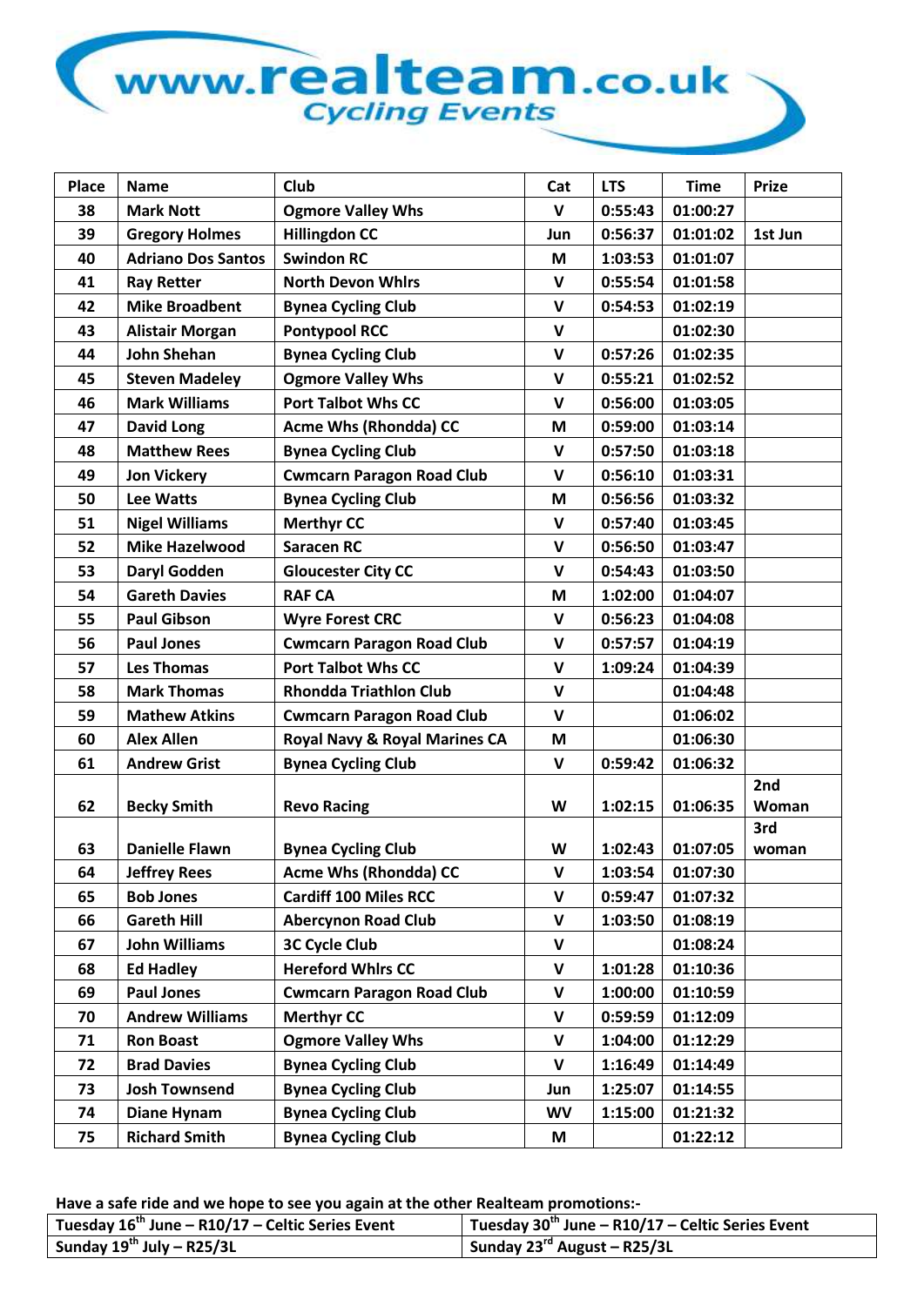# www.realteam.co.uk Cycling Events

| Place | Name | Club | Cat | LTS | Time | Prize |
|---|---|---|---|---|---|---|
| 38 | Mark Nott | Ogmore Valley Whs | V | 0:55:43 | 01:00:27 | |
| 39 | Gregory Holmes | Hillingdon CC | Jun | 0:56:37 | 01:01:02 | 1st Jun |
| 40 | Adriano Dos Santos | Swindon RC | M | 1:03:53 | 01:01:07 | |
| 41 | Ray Retter | North Devon Whlrs | V | 0:55:54 | 01:01:58 | |
| 42 | Mike Broadbent | Bynea Cycling Club | V | 0:54:53 | 01:02:19 | |
| 43 | Alistair Morgan | Pontypool RCC | V | | 01:02:30 | |
| 44 | John Shehan | Bynea Cycling Club | V | 0:57:26 | 01:02:35 | |
| 45 | Steven Madeley | Ogmore Valley Whs | V | 0:55:21 | 01:02:52 | |
| 46 | Mark Williams | Port Talbot Whs CC | V | 0:56:00 | 01:03:05 | |
| 47 | David Long | Acme Whs (Rhondda) CC | M | 0:59:00 | 01:03:14 | |
| 48 | Matthew Rees | Bynea Cycling Club | V | 0:57:50 | 01:03:18 | |
| 49 | Jon Vickery | Cwmcarn Paragon Road Club | V | 0:56:10 | 01:03:31 | |
| 50 | Lee Watts | Bynea Cycling Club | M | 0:56:56 | 01:03:32 | |
| 51 | Nigel Williams | Merthyr CC | V | 0:57:40 | 01:03:45 | |
| 52 | Mike Hazelwood | Saracen RC | V | 0:56:50 | 01:03:47 | |
| 53 | Daryl Godden | Gloucester City CC | V | 0:54:43 | 01:03:50 | |
| 54 | Gareth Davies | RAF CA | M | 1:02:00 | 01:04:07 | |
| 55 | Paul Gibson | Wyre Forest CRC | V | 0:56:23 | 01:04:08 | |
| 56 | Paul Jones | Cwmcarn Paragon Road Club | V | 0:57:57 | 01:04:19 | |
| 57 | Les Thomas | Port Talbot Whs CC | V | 1:09:24 | 01:04:39 | |
| 58 | Mark Thomas | Rhondda Triathlon Club | V | | 01:04:48 | |
| 59 | Mathew Atkins | Cwmcarn Paragon Road Club | V | | 01:06:02 | |
| 60 | Alex Allen | Royal Navy & Royal Marines CA | M | | 01:06:30 | |
| 61 | Andrew Grist | Bynea Cycling Club | V | 0:59:42 | 01:06:32 | |
| 62 | Becky Smith | Revo Racing | W | 1:02:15 | 01:06:35 | 2nd Woman |
| 63 | Danielle Flawn | Bynea Cycling Club | W | 1:02:43 | 01:07:05 | 3rd woman |
| 64 | Jeffrey Rees | Acme Whs (Rhondda) CC | V | 1:03:54 | 01:07:30 | |
| 65 | Bob Jones | Cardiff 100 Miles RCC | V | 0:59:47 | 01:07:32 | |
| 66 | Gareth Hill | Abercynon Road Club | V | 1:03:50 | 01:08:19 | |
| 67 | John Williams | 3C Cycle Club | V | | 01:08:24 | |
| 68 | Ed Hadley | Hereford Whlrs CC | V | 1:01:28 | 01:10:36 | |
| 69 | Paul Jones | Cwmcarn Paragon Road Club | V | 1:00:00 | 01:10:59 | |
| 70 | Andrew Williams | Merthyr CC | V | 0:59:59 | 01:12:09 | |
| 71 | Ron Boast | Ogmore Valley Whs | V | 1:04:00 | 01:12:29 | |
| 72 | Brad Davies | Bynea Cycling Club | V | 1:16:49 | 01:14:49 | |
| 73 | Josh Townsend | Bynea Cycling Club | Jun | 1:25:07 | 01:14:55 | |
| 74 | Diane Hynam | Bynea Cycling Club | WV | 1:15:00 | 01:21:32 | |
| 75 | Richard Smith | Bynea Cycling Club | M | | 01:22:12 | |

**Have a safe ride and we hope to see you again at the other Realteam promotions:-**

| | |
|---|---|
| Tuesday 16th June – R10/17 – Celtic Series Event | Tuesday 30th June – R10/17 – Celtic Series Event |
| Sunday 19th July – R25/3L | Sunday 23rd August – R25/3L |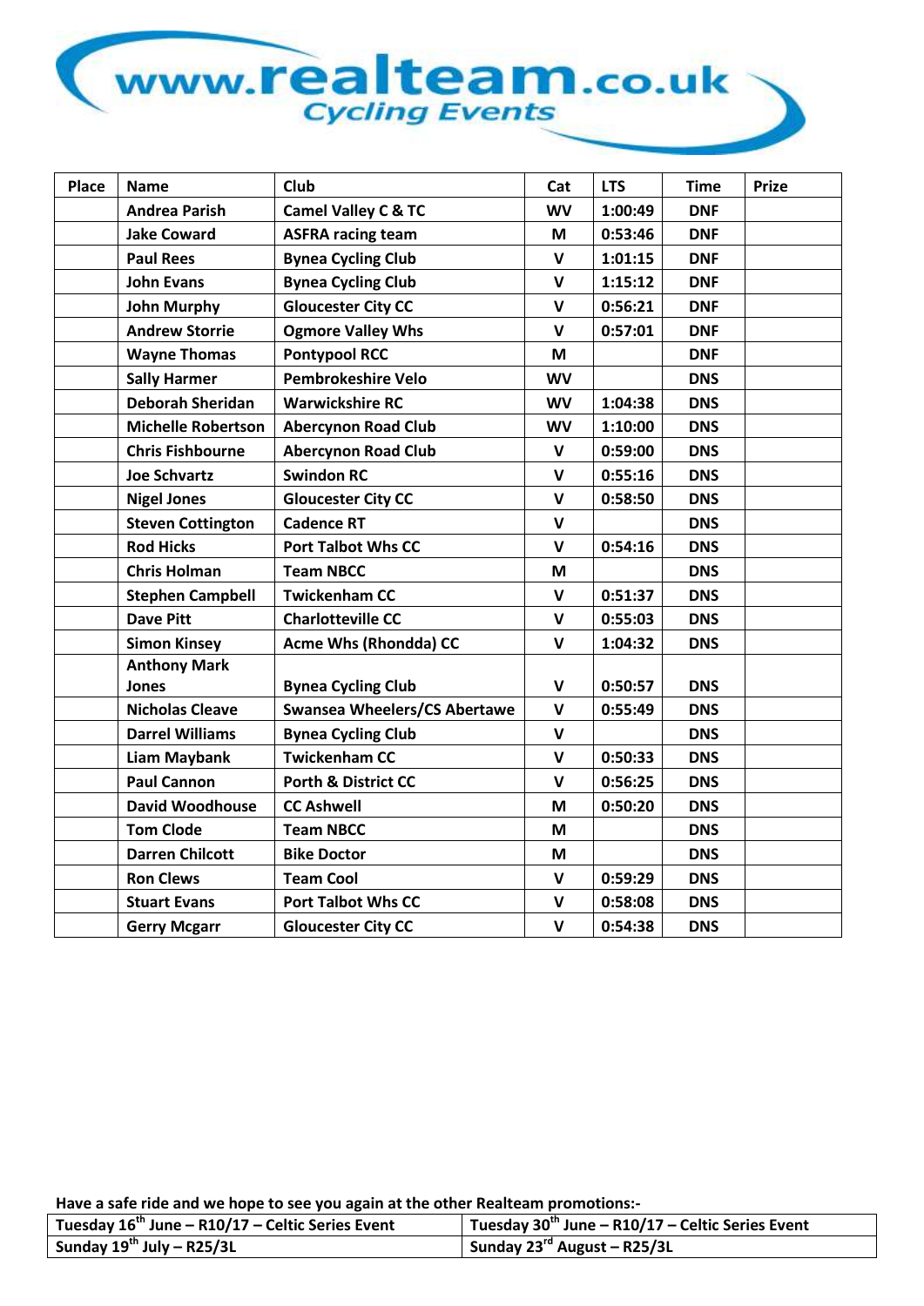www.realteam.co.uk Cycling Events

| Place | Name | Club | Cat | LTS | Time | Prize |
|---|---|---|---|---|---|---|
| | **Andrea Parish** | **Camel Valley C & TC** | **WV** | **1:00:49** | **DNF** | |
| | **Jake Coward** | **ASFRA racing team** | **M** | **0:53:46** | **DNF** | |
| | **Paul Rees** | **Bynea Cycling Club** | **V** | **1:01:15** | **DNF** | |
| | **John Evans** | **Bynea Cycling Club** | **V** | **1:15:12** | **DNF** | |
| | **John Murphy** | **Gloucester City CC** | **V** | **0:56:21** | **DNF** | |
| | **Andrew Storrie** | **Ogmore Valley Whs** | **V** | **0:57:01** | **DNF** | |
| | **Wayne Thomas** | **Pontypool RCC** | **M** | | **DNF** | |
| | **Sally Harmer** | **Pembrokeshire Velo** | **WV** | | **DNS** | |
| | **Deborah Sheridan** | **Warwickshire RC** | **WV** | **1:04:38** | **DNS** | |
| | **Michelle Robertson** | **Abercynon Road Club** | **WV** | **1:10:00** | **DNS** | |
| | **Chris Fishbourne** | **Abercynon Road Club** | **V** | **0:59:00** | **DNS** | |
| | **Joe Schvartz** | **Swindon RC** | **V** | **0:55:16** | **DNS** | |
| | **Nigel Jones** | **Gloucester City CC** | **V** | **0:58:50** | **DNS** | |
| | **Steven Cottington** | **Cadence RT** | **V** | | **DNS** | |
| | **Rod Hicks** | **Port Talbot Whs CC** | **V** | **0:54:16** | **DNS** | |
| | **Chris Holman** | **Team NBCC** | **M** | | **DNS** | |
| | **Stephen Campbell** | **Twickenham CC** | **V** | **0:51:37** | **DNS** | |
| | **Dave Pitt** | **Charlotteville CC** | **V** | **0:55:03** | **DNS** | |
| | **Simon Kinsey** | **Acme Whs (Rhondda) CC** | **V** | **1:04:32** | **DNS** | |
| | **Anthony Mark Jones** | **Bynea Cycling Club** | **V** | **0:50:57** | **DNS** | |
| | **Nicholas Cleave** | **Swansea Wheelers/CS Abertawe** | **V** | **0:55:49** | **DNS** | |
| | **Darrel Williams** | **Bynea Cycling Club** | **V** | | **DNS** | |
| | **Liam Maybank** | **Twickenham CC** | **V** | **0:50:33** | **DNS** | |
| | **Paul Cannon** | **Porth & District CC** | **V** | **0:56:25** | **DNS** | |
| | **David Woodhouse** | **CC Ashwell** | **M** | **0:50:20** | **DNS** | |
| | **Tom Clode** | **Team NBCC** | **M** | | **DNS** | |
| | **Darren Chilcott** | **Bike Doctor** | **M** | | **DNS** | |
| | **Ron Clews** | **Team Cool** | **V** | **0:59:29** | **DNS** | |
| | **Stuart Evans** | **Port Talbot Whs CC** | **V** | **0:58:08** | **DNS** | |
| | **Gerry Mcgarr** | **Gloucester City CC** | **V** | **0:54:38** | **DNS** | |

**Have a safe ride and we hope to see you again at the other Realteam promotions:-**

| | |
|---|---|
| **Tuesday 16th June – R10/17 – Celtic Series Event** | **Tuesday 30th June – R10/17 – Celtic Series Event** |
| **Sunday 19th July – R25/3L** | **Sunday 23rd August – R25/3L** |